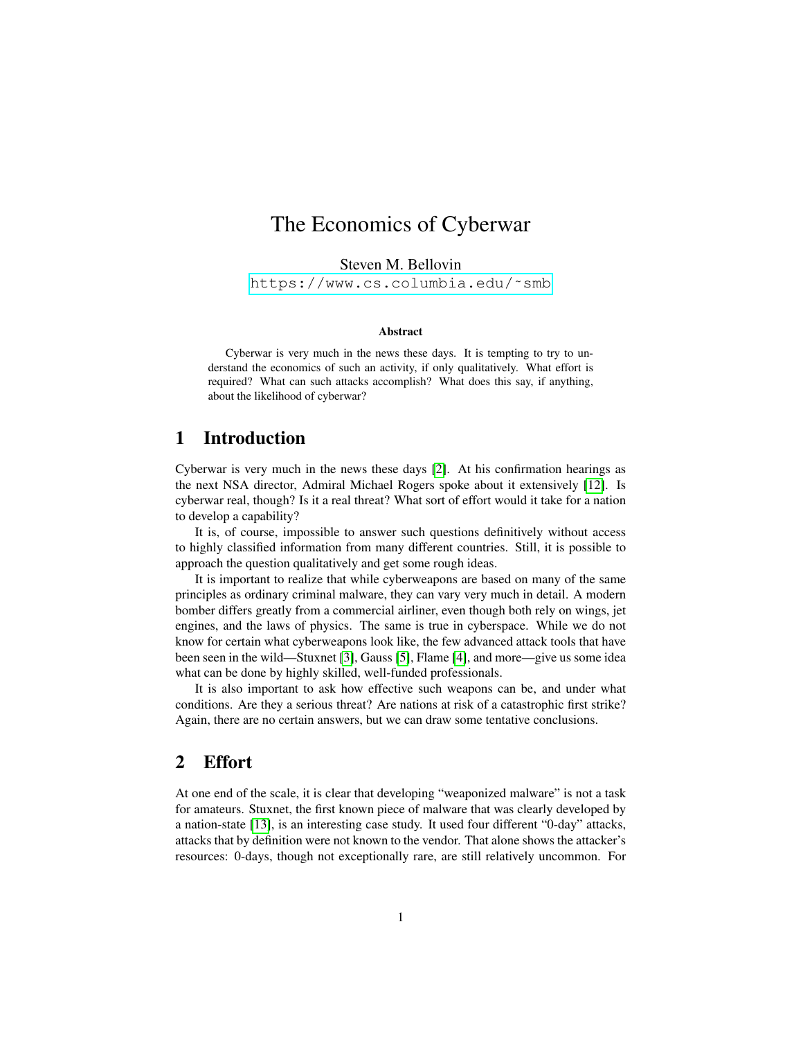# The Economics of Cyberwar

Steven M. Bellovin
https://www.cs.columbia.edu/~smb

**Abstract**

Cyberwar is very much in the news these days. It is tempting to try to understand the economics of such an activity, if only qualitatively. What effort is required? What can such attacks accomplish? What does this say, if anything, about the likelihood of cyberwar?

## 1 Introduction

Cyberwar is very much in the news these days [2]. At his confirmation hearings as the next NSA director, Admiral Michael Rogers spoke about it extensively [12]. Is cyberwar real, though? Is it a real threat? What sort of effort would it take for a nation to develop a capability?

It is, of course, impossible to answer such questions definitively without access to highly classified information from many different countries. Still, it is possible to approach the question qualitatively and get some rough ideas.

It is important to realize that while cyberweapons are based on many of the same principles as ordinary criminal malware, they can vary very much in detail. A modern bomber differs greatly from a commercial airliner, even though both rely on wings, jet engines, and the laws of physics. The same is true in cyberspace. While we do not know for certain what cyberweapons look like, the few advanced attack tools that have been seen in the wild—Stuxnet [3], Gauss [5], Flame [4], and more—give us some idea what can be done by highly skilled, well-funded professionals.

It is also important to ask how effective such weapons can be, and under what conditions. Are they a serious threat? Are nations at risk of a catastrophic first strike? Again, there are no certain answers, but we can draw some tentative conclusions.

## 2 Effort

At one end of the scale, it is clear that developing "weaponized malware" is not a task for amateurs. Stuxnet, the first known piece of malware that was clearly developed by a nation-state [13], is an interesting case study. It used four different "0-day" attacks, attacks that by definition were not known to the vendor. That alone shows the attacker's resources: 0-days, though not exceptionally rare, are still relatively uncommon. For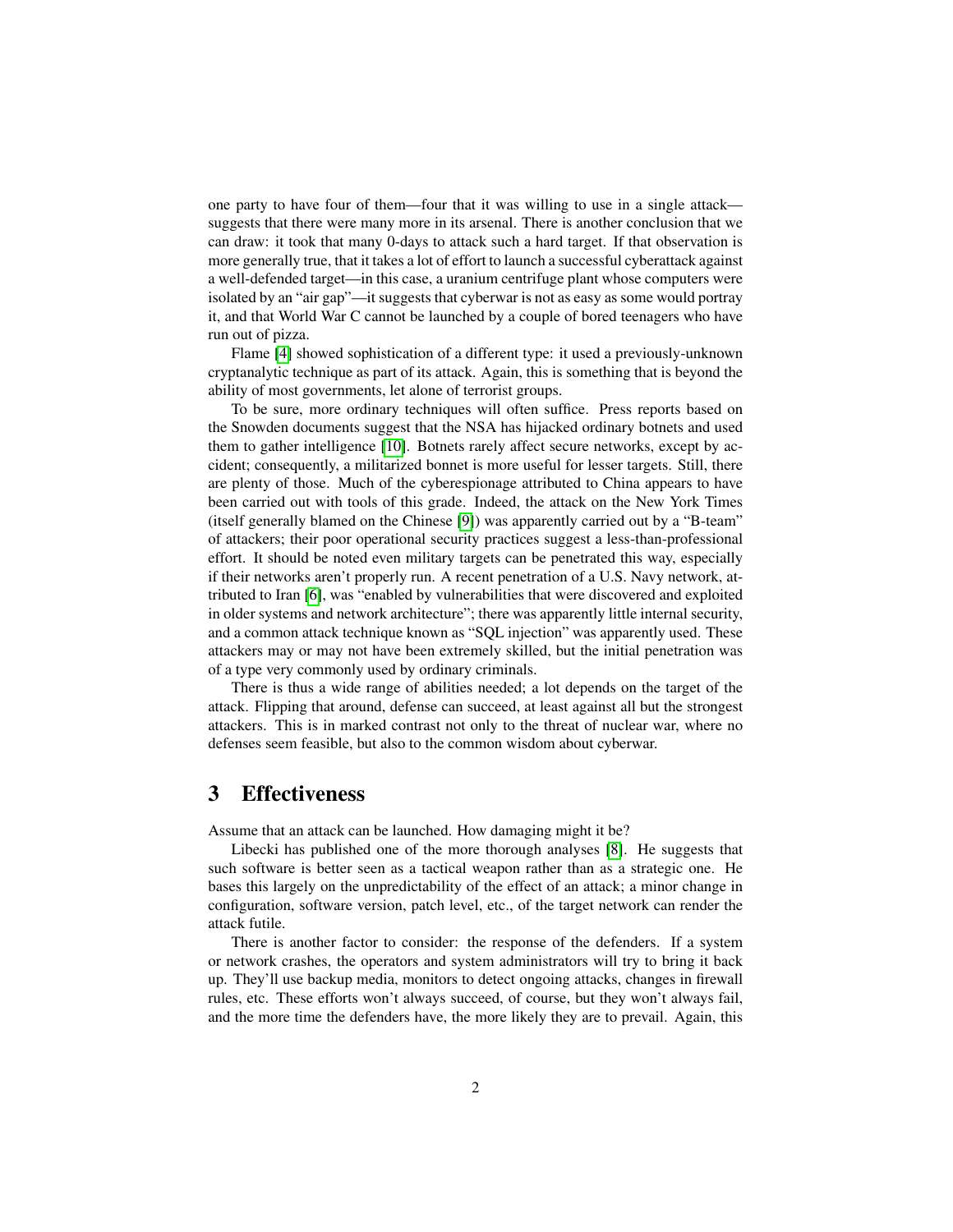one party to have four of them—four that it was willing to use in a single attack—suggests that there were many more in its arsenal. There is another conclusion that we can draw: it took that many 0-days to attack such a hard target. If that observation is more generally true, that it takes a lot of effort to launch a successful cyberattack against a well-defended target—in this case, a uranium centrifuge plant whose computers were isolated by an "air gap"—it suggests that cyberwar is not as easy as some would portray it, and that World War C cannot be launched by a couple of bored teenagers who have run out of pizza.

Flame [4] showed sophistication of a different type: it used a previously-unknown cryptanalytic technique as part of its attack. Again, this is something that is beyond the ability of most governments, let alone of terrorist groups.

To be sure, more ordinary techniques will often suffice. Press reports based on the Snowden documents suggest that the NSA has hijacked ordinary botnets and used them to gather intelligence [10]. Botnets rarely affect secure networks, except by accident; consequently, a militarized bonnet is more useful for lesser targets. Still, there are plenty of those. Much of the cyberespionage attributed to China appears to have been carried out with tools of this grade. Indeed, the attack on the New York Times (itself generally blamed on the Chinese [9]) was apparently carried out by a "B-team" of attackers; their poor operational security practices suggest a less-than-professional effort. It should be noted even military targets can be penetrated this way, especially if their networks aren't properly run. A recent penetration of a U.S. Navy network, attributed to Iran [6], was "enabled by vulnerabilities that were discovered and exploited in older systems and network architecture"; there was apparently little internal security, and a common attack technique known as "SQL injection" was apparently used. These attackers may or may not have been extremely skilled, but the initial penetration was of a type very commonly used by ordinary criminals.

There is thus a wide range of abilities needed; a lot depends on the target of the attack. Flipping that around, defense can succeed, at least against all but the strongest attackers. This is in marked contrast not only to the threat of nuclear war, where no defenses seem feasible, but also to the common wisdom about cyberwar.

## 3 Effectiveness

Assume that an attack can be launched. How damaging might it be?

Libecki has published one of the more thorough analyses [8]. He suggests that such software is better seen as a tactical weapon rather than as a strategic one. He bases this largely on the unpredictability of the effect of an attack; a minor change in configuration, software version, patch level, etc., of the target network can render the attack futile.

There is another factor to consider: the response of the defenders. If a system or network crashes, the operators and system administrators will try to bring it back up. They'll use backup media, monitors to detect ongoing attacks, changes in firewall rules, etc. These efforts won't always succeed, of course, but they won't always fail, and the more time the defenders have, the more likely they are to prevail. Again, this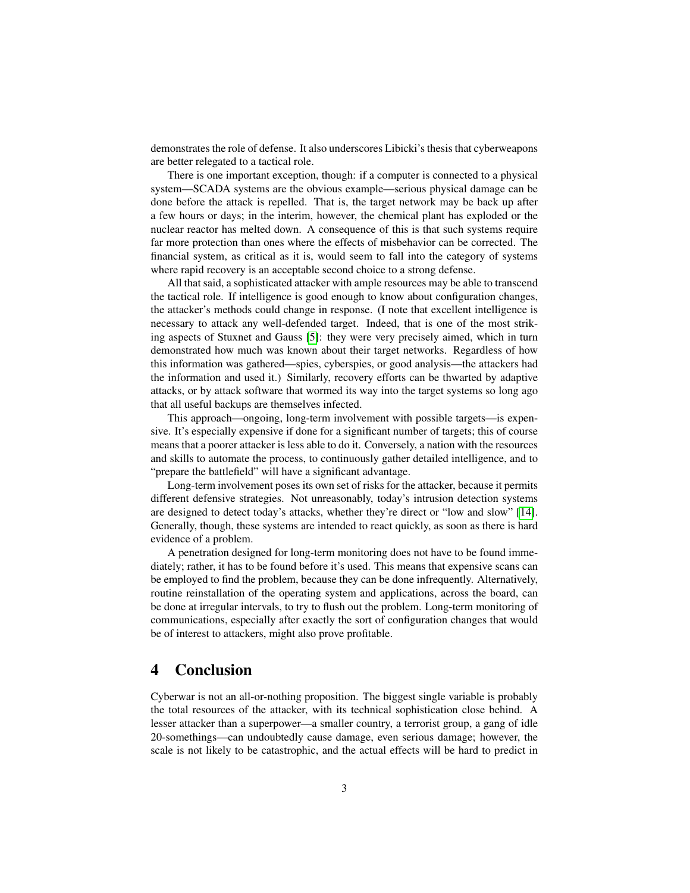demonstrates the role of defense. It also underscores Libicki's thesis that cyberweapons are better relegated to a tactical role.

There is one important exception, though: if a computer is connected to a physical system—SCADA systems are the obvious example—serious physical damage can be done before the attack is repelled. That is, the target network may be back up after a few hours or days; in the interim, however, the chemical plant has exploded or the nuclear reactor has melted down. A consequence of this is that such systems require far more protection than ones where the effects of misbehavior can be corrected. The financial system, as critical as it is, would seem to fall into the category of systems where rapid recovery is an acceptable second choice to a strong defense.

All that said, a sophisticated attacker with ample resources may be able to transcend the tactical role. If intelligence is good enough to know about configuration changes, the attacker's methods could change in response. (I note that excellent intelligence is necessary to attack any well-defended target. Indeed, that is one of the most striking aspects of Stuxnet and Gauss [5]: they were very precisely aimed, which in turn demonstrated how much was known about their target networks. Regardless of how this information was gathered—spies, cyberspies, or good analysis—the attackers had the information and used it.) Similarly, recovery efforts can be thwarted by adaptive attacks, or by attack software that wormed its way into the target systems so long ago that all useful backups are themselves infected.

This approach—ongoing, long-term involvement with possible targets—is expensive. It's especially expensive if done for a significant number of targets; this of course means that a poorer attacker is less able to do it. Conversely, a nation with the resources and skills to automate the process, to continuously gather detailed intelligence, and to "prepare the battlefield" will have a significant advantage.

Long-term involvement poses its own set of risks for the attacker, because it permits different defensive strategies. Not unreasonably, today's intrusion detection systems are designed to detect today's attacks, whether they're direct or "low and slow" [14]. Generally, though, these systems are intended to react quickly, as soon as there is hard evidence of a problem.

A penetration designed for long-term monitoring does not have to be found immediately; rather, it has to be found before it's used. This means that expensive scans can be employed to find the problem, because they can be done infrequently. Alternatively, routine reinstallation of the operating system and applications, across the board, can be done at irregular intervals, to try to flush out the problem. Long-term monitoring of communications, especially after exactly the sort of configuration changes that would be of interest to attackers, might also prove profitable.

# 4 Conclusion

Cyberwar is not an all-or-nothing proposition. The biggest single variable is probably the total resources of the attacker, with its technical sophistication close behind. A lesser attacker than a superpower—a smaller country, a terrorist group, a gang of idle 20-somethings—can undoubtedly cause damage, even serious damage; however, the scale is not likely to be catastrophic, and the actual effects will be hard to predict in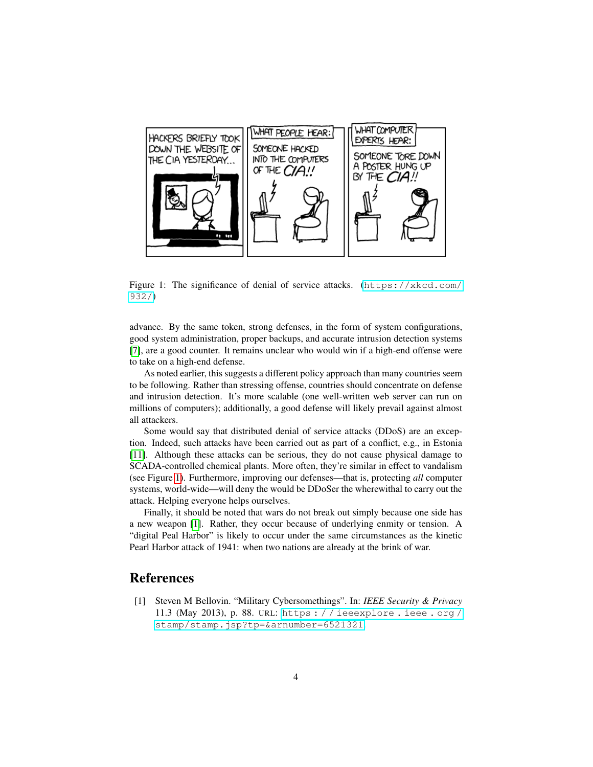Figure 1: The significance of denial of service attacks. (https://xkcd.com/932/)

advance. By the same token, strong defenses, in the form of system configurations, good system administration, proper backups, and accurate intrusion detection systems [7], are a good counter. It remains unclear who would win if a high-end offense were to take on a high-end defense.

As noted earlier, this suggests a different policy approach than many countries seem to be following. Rather than stressing offense, countries should concentrate on defense and intrusion detection. It's more scalable (one well-written web server can run on millions of computers); additionally, a good defense will likely prevail against almost all attackers.

Some would say that distributed denial of service attacks (DDoS) are an exception. Indeed, such attacks have been carried out as part of a conflict, e.g., in Estonia [11]. Although these attacks can be serious, they do not cause physical damage to SCADA-controlled chemical plants. More often, they're similar in effect to vandalism (see Figure 1). Furthermore, improving our defenses—that is, protecting *all* computer systems, world-wide—will deny the would be DDoSer the wherewithal to carry out the attack. Helping everyone helps ourselves.

Finally, it should be noted that wars do not break out simply because one side has a new weapon [1]. Rather, they occur because of underlying enmity or tension. A "digital Peal Harbor" is likely to occur under the same circumstances as the kinetic Pearl Harbor attack of 1941: when two nations are already at the brink of war.

# References

[1] Steven M Bellovin. "Military Cybersomethings". In: *IEEE Security & Privacy* 11.3 (May 2013), p. 88. URL: https://ieeexplore.ieee.org/stamp/stamp.jsp?tp=&arnumber=6521321.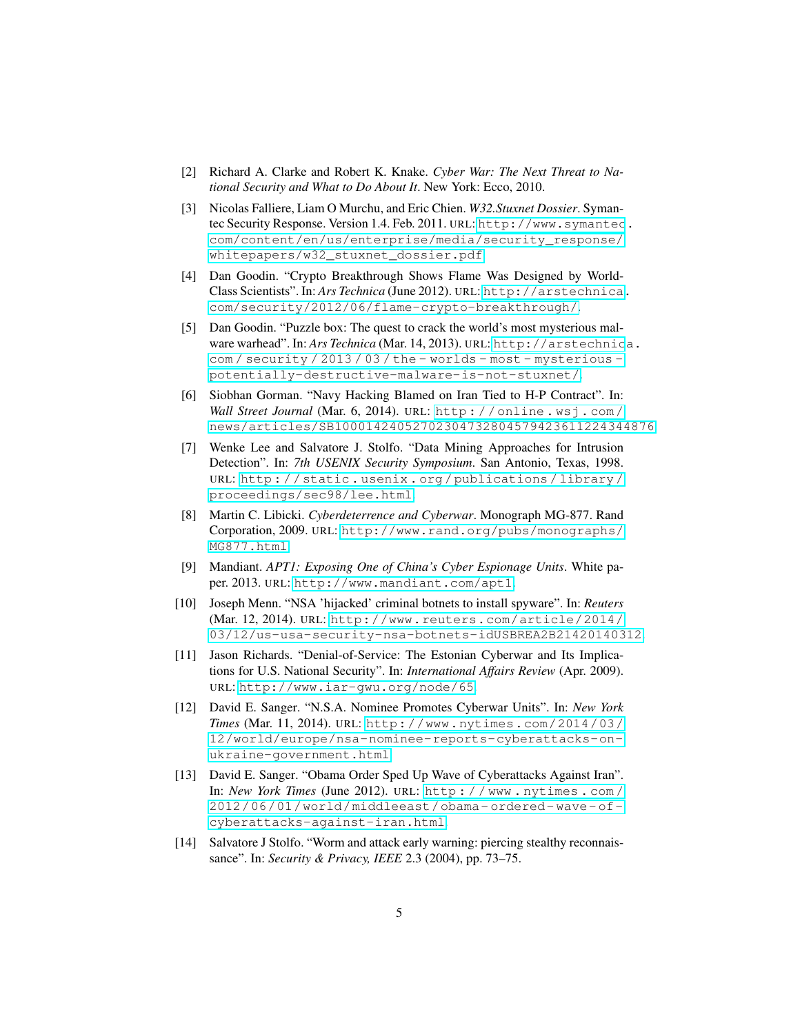[2] Richard A. Clarke and Robert K. Knake. *Cyber War: The Next Threat to National Security and What to Do About It*. New York: Ecco, 2010.

[3] Nicolas Falliere, Liam O Murchu, and Eric Chien. *W32.Stuxnet Dossier*. Symantec Security Response. Version 1.4. Feb. 2011. URL: http://www.symantec.com/content/en/us/enterprise/media/security_response/whitepapers/w32_stuxnet_dossier.pdf.

[4] Dan Goodin. "Crypto Breakthrough Shows Flame Was Designed by World-Class Scientists". In: *Ars Technica* (June 2012). URL: http://arstechnica.com/security/2012/06/flame-crypto-breakthrough/.

[5] Dan Goodin. "Puzzle box: The quest to crack the world's most mysterious malware warhead". In: *Ars Technica* (Mar. 14, 2013). URL: http://arstechnica.com/security/2013/03/the-worlds-most-mysterious-potentially-destructive-malware-is-not-stuxnet/.

[6] Siobhan Gorman. "Navy Hacking Blamed on Iran Tied to H-P Contract". In: *Wall Street Journal* (Mar. 6, 2014). URL: http://online.wsj.com/news/articles/SB10001424052702304732804579423611224344876.

[7] Wenke Lee and Salvatore J. Stolfo. "Data Mining Approaches for Intrusion Detection". In: *7th USENIX Security Symposium*. San Antonio, Texas, 1998. URL: http://static.usenix.org/publications/library/proceedings/sec98/lee.html.

[8] Martin C. Libicki. *Cyberdeterrence and Cyberwar*. Monograph MG-877. Rand Corporation, 2009. URL: http://www.rand.org/pubs/monographs/MG877.html.

[9] Mandiant. *APT1: Exposing One of China's Cyber Espionage Units*. White paper. 2013. URL: http://www.mandiant.com/apt1.

[10] Joseph Menn. "NSA 'hijacked' criminal botnets to install spyware". In: *Reuters* (Mar. 12, 2014). URL: http://www.reuters.com/article/2014/03/12/us-usa-security-nsa-botnets-idUSBREA2B21420140312.

[11] Jason Richards. "Denial-of-Service: The Estonian Cyberwar and Its Implications for U.S. National Security". In: *International Affairs Review* (Apr. 2009). URL: http://www.iar-gwu.org/node/65.

[12] David E. Sanger. "N.S.A. Nominee Promotes Cyberwar Units". In: *New York Times* (Mar. 11, 2014). URL: http://www.nytimes.com/2014/03/12/world/europe/nsa-nominee-reports-cyberattacks-on-ukraine-government.html.

[13] David E. Sanger. "Obama Order Sped Up Wave of Cyberattacks Against Iran". In: *New York Times* (June 2012). URL: http://www.nytimes.com/2012/06/01/world/middleeast/obama-ordered-wave-of-cyberattacks-against-iran.html.

[14] Salvatore J Stolfo. "Worm and attack early warning: piercing stealthy reconnaissance". In: *Security & Privacy, IEEE* 2.3 (2004), pp. 73–75.